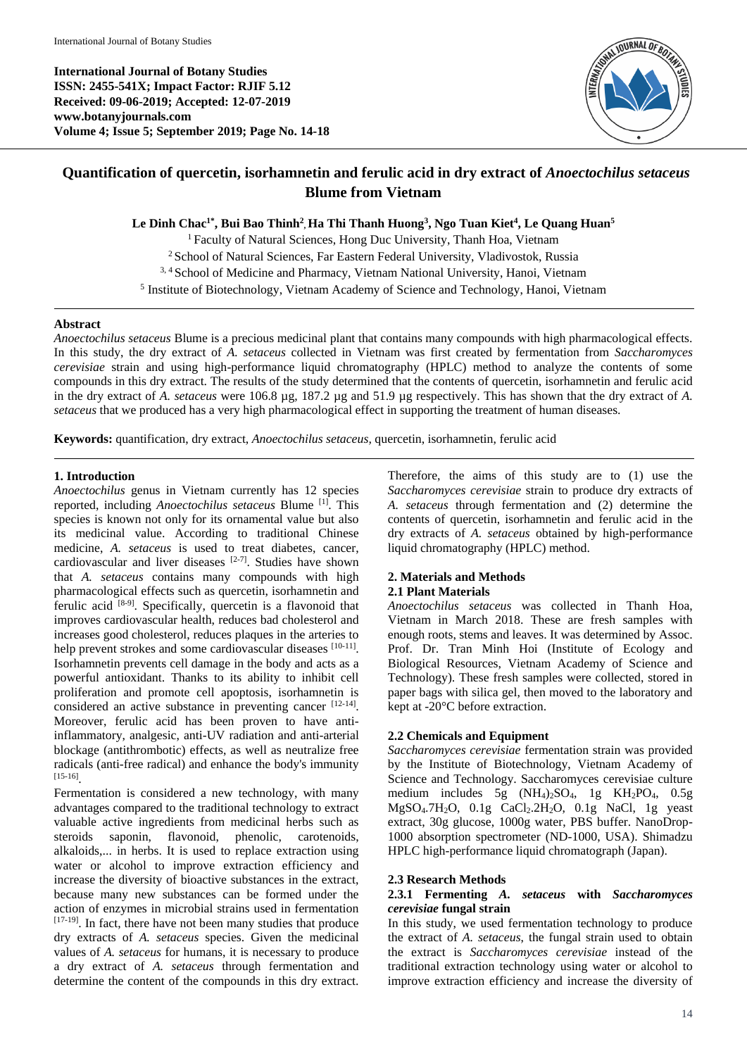International Journal of Botany Studies
ISSN: 2455-541X; Impact Factor: RJIF 5.12
Received: 09-06-2019; Accepted: 12-07-2019
www.botanyjournals.com
Volume 4; Issue 5; September 2019; Page No. 14-18

# Quantification of quercetin, isorhamnetin and ferulic acid in dry extract of *Anoectochilus setaceus* Blume from Vietnam

**Le Dinh Chac[1*], Bui Bao Thinh[2], Ha Thi Thanh Huong[3], Ngo Tuan Kiet[4], Le Quang Huan[5]**

[1] Faculty of Natural Sciences, Hong Duc University, Thanh Hoa, Vietnam
[2] School of Natural Sciences, Far Eastern Federal University, Vladivostok, Russia
[3, 4] School of Medicine and Pharmacy, Vietnam National University, Hanoi, Vietnam
[5] Institute of Biotechnology, Vietnam Academy of Science and Technology, Hanoi, Vietnam

## Abstract

*Anoectochilus setaceus* Blume is a precious medicinal plant that contains many compounds with high pharmacological effects. In this study, the dry extract of *A. setaceus* collected in Vietnam was first created by fermentation from *Saccharomyces cerevisiae* strain and using high-performance liquid chromatography (HPLC) method to analyze the contents of some compounds in this dry extract. The results of the study determined that the contents of quercetin, isorhamnetin and ferulic acid in the dry extract of *A. setaceus* were 106.8 µg, 187.2 µg and 51.9 µg respectively. This has shown that the dry extract of *A. setaceus* that we produced has a very high pharmacological effect in supporting the treatment of human diseases.

**Keywords:** quantification, dry extract, *Anoectochilus setaceus*, quercetin, isorhamnetin, ferulic acid

## 1. Introduction

*Anoectochilus* genus in Vietnam currently has 12 species reported, including *Anoectochilus setaceus* Blume [1]. This species is known not only for its ornamental value but also its medicinal value. According to traditional Chinese medicine, *A. setaceus* is used to treat diabetes, cancer, cardiovascular and liver diseases [2-7]. Studies have shown that *A. setaceus* contains many compounds with high pharmacological effects such as quercetin, isorhamnetin and ferulic acid [8-9]. Specifically, quercetin is a flavonoid that improves cardiovascular health, reduces bad cholesterol and increases good cholesterol, reduces plaques in the arteries to help prevent strokes and some cardiovascular diseases [10-11]. Isorhamnetin prevents cell damage in the body and acts as a powerful antioxidant. Thanks to its ability to inhibit cell proliferation and promote cell apoptosis, isorhamnetin is considered an active substance in preventing cancer [12-14]. Moreover, ferulic acid has been proven to have anti-inflammatory, analgesic, anti-UV radiation and anti-arterial blockage (antithrombotic) effects, as well as neutralize free radicals (anti-free radical) and enhance the body's immunity [15-16].

Fermentation is considered a new technology, with many advantages compared to the traditional technology to extract valuable active ingredients from medicinal herbs such as steroids saponin, flavonoid, phenolic, carotenoids, alkaloids,... in herbs. It is used to replace extraction using water or alcohol to improve extraction efficiency and increase the diversity of bioactive substances in the extract, because many new substances can be formed under the action of enzymes in microbial strains used in fermentation [17-19]. In fact, there have not been many studies that produce dry extracts of *A. setaceus* species. Given the medicinal values of *A. setaceus* for humans, it is necessary to produce a dry extract of *A. setaceus* through fermentation and determine the content of the compounds in this dry extract.

Therefore, the aims of this study are to (1) use the *Saccharomyces cerevisiae* strain to produce dry extracts of *A. setaceus* through fermentation and (2) determine the contents of quercetin, isorhamnetin and ferulic acid in the dry extracts of *A. setaceus* obtained by high-performance liquid chromatography (HPLC) method.

## 2. Materials and Methods

### 2.1 Plant Materials

*Anoectochilus setaceus* was collected in Thanh Hoa, Vietnam in March 2018. These are fresh samples with enough roots, stems and leaves. It was determined by Assoc. Prof. Dr. Tran Minh Hoi (Institute of Ecology and Biological Resources, Vietnam Academy of Science and Technology). These fresh samples were collected, stored in paper bags with silica gel, then moved to the laboratory and kept at -20°C before extraction.

### 2.2 Chemicals and Equipment

*Saccharomyces cerevisiae* fermentation strain was provided by the Institute of Biotechnology, Vietnam Academy of Science and Technology. Saccharomyces cerevisiae culture medium includes 5g $(NH_4)_2SO_4$, 1g $KH_2PO_4$, 0.5g $MgSO_4.7H_2O$, 0.1g $CaCl_2.2H_2O$, 0.1g NaCl, 1g yeast extract, 30g glucose, 1000g water, PBS buffer. NanoDrop-1000 absorption spectrometer (ND-1000, USA). Shimadzu HPLC high-performance liquid chromatograph (Japan).

### 2.3 Research Methods

#### 2.3.1 Fermenting *A. setaceus* with *Saccharomyces cerevisiae* fungal strain

In this study, we used fermentation technology to produce the extract of *A. setaceus*, the fungal strain used to obtain the extract is *Saccharomyces cerevisiae* instead of the traditional extraction technology using water or alcohol to improve extraction efficiency and increase the diversity of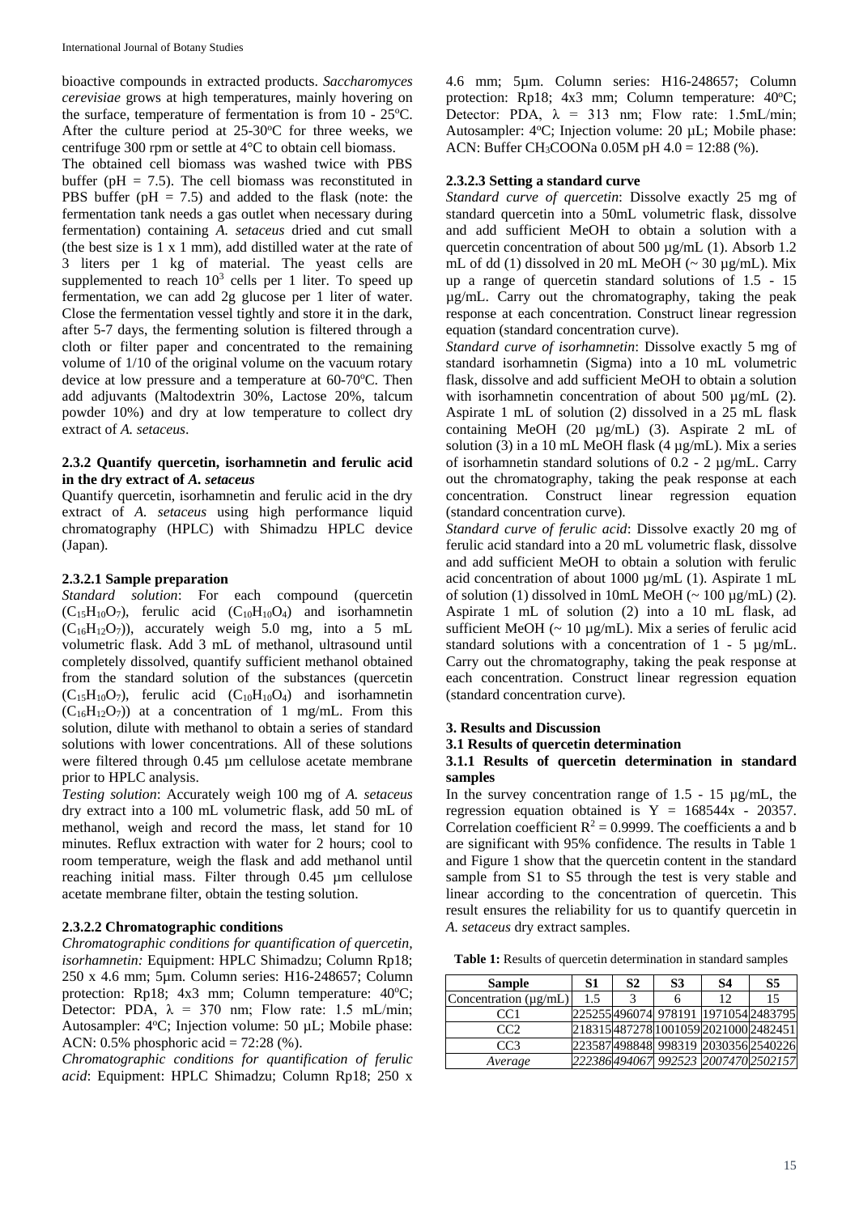bioactive compounds in extracted products. *Saccharomyces cerevisiae* grows at high temperatures, mainly hovering on the surface, temperature of fermentation is from 10 - 25°C. After the culture period at 25-30°C for three weeks, we centrifuge 300 rpm or settle at 4°C to obtain cell biomass.

The obtained cell biomass was washed twice with PBS buffer (pH = 7.5). The cell biomass was reconstituted in PBS buffer (pH = 7.5) and added to the flask (note: the fermentation tank needs a gas outlet when necessary during fermentation) containing *A. setaceus* dried and cut small (the best size is 1 x 1 mm), add distilled water at the rate of 3 liters per 1 kg of material. The yeast cells are supplemented to reach $10^3$ cells per 1 liter. To speed up fermentation, we can add 2g glucose per 1 liter of water. Close the fermentation vessel tightly and store it in the dark, after 5-7 days, the fermenting solution is filtered through a cloth or filter paper and concentrated to the remaining volume of 1/10 of the original volume on the vacuum rotary device at low pressure and a temperature at 60-70°C. Then add adjuvants (Maltodextrin 30%, Lactose 20%, talcum powder 10%) and dry at low temperature to collect dry extract of *A. setaceus*.

### 2.3.2 Quantify quercetin, isorhamnetin and ferulic acid in the dry extract of *A. setaceus*

Quantify quercetin, isorhamnetin and ferulic acid in the dry extract of *A. setaceus* using high performance liquid chromatography (HPLC) with Shimadzu HPLC device (Japan).

#### 2.3.2.1 Sample preparation

*Standard solution*: For each compound (quercetin ($C_{15}H_{10}O_7$), ferulic acid ($C_{10}H_{10}O_4$) and isorhamnetin ($C_{16}H_{12}O_7$)), accurately weigh 5.0 mg, into a 5 mL volumetric flask. Add 3 mL of methanol, ultrasound until completely dissolved, quantify sufficient methanol obtained from the standard solution of the substances (quercetin ($C_{15}H_{10}O_7$), ferulic acid ($C_{10}H_{10}O_4$) and isorhamnetin ($C_{16}H_{12}O_7$)) at a concentration of 1 mg/mL. From this solution, dilute with methanol to obtain a series of standard solutions with lower concentrations. All of these solutions were filtered through 0.45 µm cellulose acetate membrane prior to HPLC analysis.

*Testing solution*: Accurately weigh 100 mg of *A. setaceus* dry extract into a 100 mL volumetric flask, add 50 mL of methanol, weigh and record the mass, let stand for 10 minutes. Reflux extraction with water for 2 hours; cool to room temperature, weigh the flask and add methanol until reaching initial mass. Filter through 0.45 µm cellulose acetate membrane filter, obtain the testing solution.

#### 2.3.2.2 Chromatographic conditions

*Chromatographic conditions for quantification of quercetin, isorhamnetin:* Equipment: HPLC Shimadzu; Column Rp18; 250 x 4.6 mm; 5µm. Column series: H16-248657; Column protection: Rp18; 4x3 mm; Column temperature: 40°C; Detector: PDA, λ = 370 nm; Flow rate: 1.5 mL/min; Autosampler: 4°C; Injection volume: 50 µL; Mobile phase: ACN: 0.5% phosphoric acid = 72:28 (%).

*Chromatographic conditions for quantification of ferulic acid*: Equipment: HPLC Shimadzu; Column Rp18; 250 x 4.6 mm; 5µm. Column series: H16-248657; Column protection: Rp18; 4x3 mm; Column temperature: 40°C; Detector: PDA, λ = 313 nm; Flow rate: 1.5mL/min; Autosampler: 4°C; Injection volume: 20 µL; Mobile phase: ACN: Buffer $CH_3COONa$ 0.05M pH 4.0 = 12:88 (%).

#### 2.3.2.3 Setting a standard curve

*Standard curve of quercetin*: Dissolve exactly 25 mg of standard quercetin into a 50mL volumetric flask, dissolve and add sufficient MeOH to obtain a solution with a quercetin concentration of about 500 µg/mL (1). Absorb 1.2 mL of dd (1) dissolved in 20 mL MeOH (~ 30 µg/mL). Mix up a range of quercetin standard solutions of 1.5 - 15 µg/mL. Carry out the chromatography, taking the peak response at each concentration. Construct linear regression equation (standard concentration curve).

*Standard curve of isorhamnetin*: Dissolve exactly 5 mg of standard isorhamnetin (Sigma) into a 10 mL volumetric flask, dissolve and add sufficient MeOH to obtain a solution with isorhamnetin concentration of about 500 µg/mL (2). Aspirate 1 mL of solution (2) dissolved in a 25 mL flask containing MeOH (20 µg/mL) (3). Aspirate 2 mL of solution (3) in a 10 mL MeOH flask (4 µg/mL). Mix a series of isorhamnetin standard solutions of 0.2 - 2 µg/mL. Carry out the chromatography, taking the peak response at each concentration. Construct linear regression equation (standard concentration curve).

*Standard curve of ferulic acid*: Dissolve exactly 20 mg of ferulic acid standard into a 20 mL volumetric flask, dissolve and add sufficient MeOH to obtain a solution with ferulic acid concentration of about 1000 µg/mL (1). Aspirate 1 mL of solution (1) dissolved in 10mL MeOH (~ 100 µg/mL) (2). Aspirate 1 mL of solution (2) into a 10 mL flask, ad sufficient MeOH (~ 10 µg/mL). Mix a series of ferulic acid standard solutions with a concentration of 1 - 5 µg/mL. Carry out the chromatography, taking the peak response at each concentration. Construct linear regression equation (standard concentration curve).

## 3. Results and Discussion

### 3.1 Results of quercetin determination

#### 3.1.1 Results of quercetin determination in standard samples

In the survey concentration range of 1.5 - 15 µg/mL, the regression equation obtained is Y = 168544x - 20357. Correlation coefficient $R^2 = 0.9999$. The coefficients a and b are significant with 95% confidence. The results in Table 1 and Figure 1 show that the quercetin content in the standard sample from S1 to S5 through the test is very stable and linear according to the concentration of quercetin. This result ensures the reliability for us to quantify quercetin in *A. setaceus* dry extract samples.

**Table 1:** Results of quercetin determination in standard samples

| Sample | S1 | S2 | S3 | S4 | S5 |
|---|---|---|---|---|---|
| Concentration (µg/mL) | 1.5 | 3 | 6 | 12 | 15 |
| CC1 | 225255 | 496074 | 978191 | 1971054 | 2483795 |
| CC2 | 218315 | 487278 | 1001059 | 2021000 | 2482451 |
| CC3 | 223587 | 498848 | 998319 | 2030356 | 2540226 |
| *Average* | *222386* | *494067* | *992523* | *2007470* | *2502157* |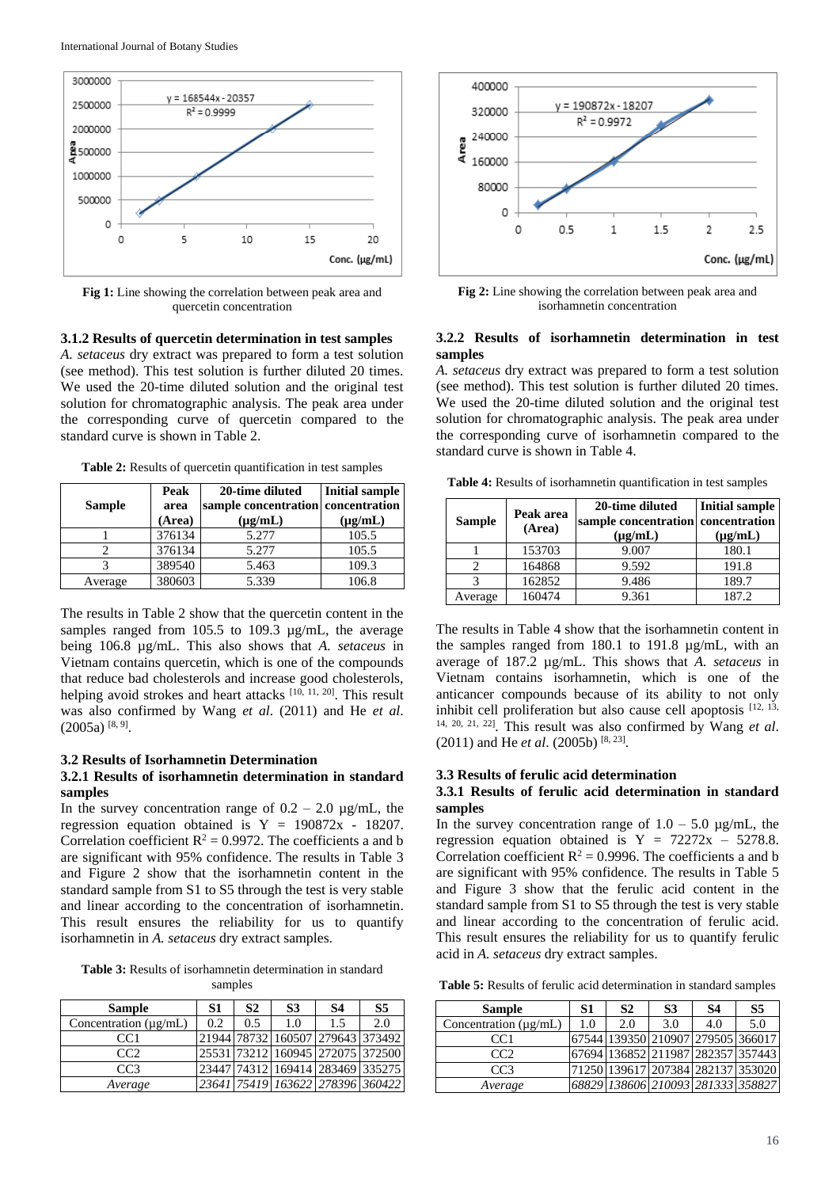Fig 1: Line showing the correlation between peak area and quercetin concentration

### 3.1.2 Results of quercetin determination in test samples

*A. setaceus* dry extract was prepared to form a test solution (see method). This test solution is further diluted 20 times. We used the 20-time diluted solution and the original test solution for chromatographic analysis. The peak area under the corresponding curve of quercetin compared to the standard curve is shown in Table 2.

**Table 2:** Results of quercetin quantification in test samples

| Sample | Peak area (Area) | 20-time diluted sample concentration (µg/mL) | Initial sample concentration (µg/mL) |
|---|---|---|---|
| 1 | 376134 | 5.277 | 105.5 |
| 2 | 376134 | 5.277 | 105.5 |
| 3 | 389540 | 5.463 | 109.3 |
| Average | 380603 | 5.339 | 106.8 |

The results in Table 2 show that the quercetin content in the samples ranged from 105.5 to 109.3 µg/mL, the average being 106.8 µg/mL. This also shows that *A. setaceus* in Vietnam contains quercetin, which is one of the compounds that reduce bad cholesterols and increase good cholesterols, helping avoid strokes and heart attacks [10, 11, 20]. This result was also confirmed by Wang *et al*. (2011) and He *et al*. (2005a) [8, 9].

## 3.2 Results of Isorhamnetin Determination

### 3.2.1 Results of isorhamnetin determination in standard samples

In the survey concentration range of 0.2 – 2.0 µg/mL, the regression equation obtained is Y = 190872x - 18207. Correlation coefficient $R^2 = 0.9972$. The coefficients a and b are significant with 95% confidence. The results in Table 3 and Figure 2 show that the isorhamnetin content in the standard sample from S1 to S5 through the test is very stable and linear according to the concentration of isorhamnetin. This result ensures the reliability for us to quantify isorhamnetin in *A. setaceus* dry extract samples.

**Table 3:** Results of isorhamnetin determination in standard samples

| Sample | S1 | S2 | S3 | S4 | S5 |
|---|---|---|---|---|---|
| Concentration (µg/mL) | 0.2 | 0.5 | 1.0 | 1.5 | 2.0 |
| CC1 | 21944 | 78732 | 160507 | 279643 | 373492 |
| CC2 | 25531 | 73212 | 160945 | 272075 | 372500 |
| CC3 | 23447 | 74312 | 169414 | 283469 | 335275 |
| *Average* | *23641* | *75419* | *163622* | *278396* | *360422* |

Fig 2: Line showing the correlation between peak area and isorhamnetin concentration

### 3.2.2 Results of isorhamnetin determination in test samples

*A. setaceus* dry extract was prepared to form a test solution (see method). This test solution is further diluted 20 times. We used the 20-time diluted solution and the original test solution for chromatographic analysis. The peak area under the corresponding curve of isorhamnetin compared to the standard curve is shown in Table 4.

**Table 4:** Results of isorhamnetin quantification in test samples

| Sample | Peak area (Area) | 20-time diluted sample concentration (µg/mL) | Initial sample concentration (µg/mL) |
|---|---|---|---|
| 1 | 153703 | 9.007 | 180.1 |
| 2 | 164868 | 9.592 | 191.8 |
| 3 | 162852 | 9.486 | 189.7 |
| Average | 160474 | 9.361 | 187.2 |

The results in Table 4 show that the isorhamnetin content in the samples ranged from 180.1 to 191.8 µg/mL, with an average of 187.2 µg/mL. This shows that *A. setaceus* in Vietnam contains isorhamnetin, which is one of the anticancer compounds because of its ability to not only inhibit cell proliferation but also cause cell apoptosis [12, 13, 14, 20, 21, 22]. This result was also confirmed by Wang *et al*. (2011) and He *et al*. (2005b) [8, 23].

## 3.3 Results of ferulic acid determination

### 3.3.1 Results of ferulic acid determination in standard samples

In the survey concentration range of 1.0 – 5.0 µg/mL, the regression equation obtained is Y = 72272x – 5278.8. Correlation coefficient $R^2 = 0.9996$. The coefficients a and b are significant with 95% confidence. The results in Table 5 and Figure 3 show that the ferulic acid content in the standard sample from S1 to S5 through the test is very stable and linear according to the concentration of ferulic acid. This result ensures the reliability for us to quantify ferulic acid in *A. setaceus* dry extract samples.

**Table 5:** Results of ferulic acid determination in standard samples

| Sample | S1 | S2 | S3 | S4 | S5 |
|---|---|---|---|---|---|
| Concentration (µg/mL) | 1.0 | 2.0 | 3.0 | 4.0 | 5.0 |
| CC1 | 67544 | 139350 | 210907 | 279505 | 366017 |
| CC2 | 67694 | 136852 | 211987 | 282357 | 357443 |
| CC3 | 71250 | 139617 | 207384 | 282137 | 353020 |
| *Average* | *68829* | *138606* | *210093* | *281333* | *358827* |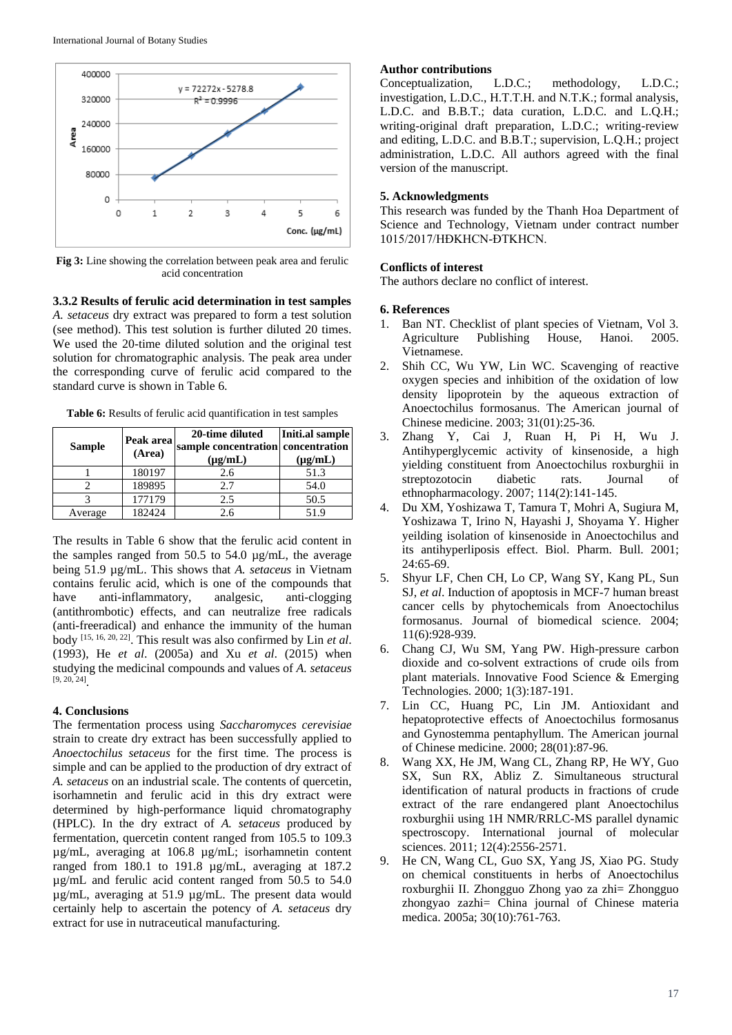Fig 3: Line showing the correlation between peak area and ferulic acid concentration

### 3.3.2 Results of ferulic acid determination in test samples

*A. setaceus* dry extract was prepared to form a test solution (see method). This test solution is further diluted 20 times. We used the 20-time diluted solution and the original test solution for chromatographic analysis. The peak area under the corresponding curve of ferulic acid compared to the standard curve is shown in Table 6.

**Table 6:** Results of ferulic acid quantification in test samples

| Sample | Peak area (Area) | 20-time diluted sample concentration (µg/mL) | Initi.al sample concentration (µg/mL) |
|---|---|---|---|
| 1 | 180197 | 2.6 | 51.3 |
| 2 | 189895 | 2.7 | 54.0 |
| 3 | 177179 | 2.5 | 50.5 |
| Average | 182424 | 2.6 | 51.9 |

The results in Table 6 show that the ferulic acid content in the samples ranged from 50.5 to 54.0 µg/mL, the average being 51.9 µg/mL. This shows that *A. setaceus* in Vietnam contains ferulic acid, which is one of the compounds that have anti-inflammatory, analgesic, anti-clogging (antithrombotic) effects, and can neutralize free radicals (anti-freeradical) and enhance the immunity of the human body [15, 16, 20, 22]. This result was also confirmed by Lin *et al*. (1993), He *et al*. (2005a) and Xu *et al*. (2015) when studying the medicinal compounds and values of *A. setaceus* [9, 20, 24].

## 4. Conclusions

The fermentation process using *Saccharomyces cerevisiae* strain to create dry extract has been successfully applied to *Anoectochilus setaceus* for the first time. The process is simple and can be applied to the production of dry extract of *A. setaceus* on an industrial scale. The contents of quercetin, isorhamnetin and ferulic acid in this dry extract were determined by high-performance liquid chromatography (HPLC). In the dry extract of *A. setaceus* produced by fermentation, quercetin content ranged from 105.5 to 109.3 µg/mL, averaging at 106.8 µg/mL; isorhamnetin content ranged from 180.1 to 191.8 µg/mL, averaging at 187.2 µg/mL and ferulic acid content ranged from 50.5 to 54.0 µg/mL, averaging at 51.9 µg/mL. The present data would certainly help to ascertain the potency of *A. setaceus* dry extract for use in nutraceutical manufacturing.

### Author contributions

Conceptualization, L.D.C.; methodology, L.D.C.; investigation, L.D.C., H.T.T.H. and N.T.K.; formal analysis, L.D.C. and B.B.T.; data curation, L.D.C. and L.Q.H.; writing-original draft preparation, L.D.C.; writing-review and editing, L.D.C. and B.B.T.; supervision, L.Q.H.; project administration, L.D.C. All authors agreed with the final version of the manuscript.

## 5. Acknowledgments

This research was funded by the Thanh Hoa Department of Science and Technology, Vietnam under contract number 1015/2017/HĐKHCN-ĐTKHCN.

### Conflicts of interest

The authors declare no conflict of interest.

## 6. References

1. Ban NT. Checklist of plant species of Vietnam, Vol 3. Agriculture Publishing House, Hanoi. 2005. Vietnamese.
2. Shih CC, Wu YW, Lin WC. Scavenging of reactive oxygen species and inhibition of the oxidation of low density lipoprotein by the aqueous extraction of Anoectochilus formosanus. The American journal of Chinese medicine. 2003; 31(01):25-36.
3. Zhang Y, Cai J, Ruan H, Pi H, Wu J. Antihyperglycemic activity of kinsenoside, a high yielding constituent from Anoectochilus roxburghii in streptozotocin diabetic rats. Journal of ethnopharmacology. 2007; 114(2):141-145.
4. Du XM, Yoshizawa T, Tamura T, Mohri A, Sugiura M, Yoshizawa T, Irino N, Hayashi J, Shoyama Y. Higher yeilding isolation of kinsenoside in Anoectochilus and its antihyperliposis effect. Biol. Pharm. Bull. 2001; 24:65-69.
5. Shyur LF, Chen CH, Lo CP, Wang SY, Kang PL, Sun SJ, *et al*. Induction of apoptosis in MCF-7 human breast cancer cells by phytochemicals from Anoectochilus formosanus. Journal of biomedical science. 2004; 11(6):928-939.
6. Chang CJ, Wu SM, Yang PW. High-pressure carbon dioxide and co-solvent extractions of crude oils from plant materials. Innovative Food Science & Emerging Technologies. 2000; 1(3):187-191.
7. Lin CC, Huang PC, Lin JM. Antioxidant and hepatoprotective effects of Anoectochilus formosanus and Gynostemma pentaphyllum. The American journal of Chinese medicine. 2000; 28(01):87-96.
8. Wang XX, He JM, Wang CL, Zhang RP, He WY, Guo SX, Sun RX, Abliz Z. Simultaneous structural identification of natural products in fractions of crude extract of the rare endangered plant Anoectochilus roxburghii using 1H NMR/RRLC-MS parallel dynamic spectroscopy. International journal of molecular sciences. 2011; 12(4):2556-2571.
9. He CN, Wang CL, Guo SX, Yang JS, Xiao PG. Study on chemical constituents in herbs of Anoectochilus roxburghii II. Zhongguo Zhong yao za zhi= Zhongguo zhongyao zazhi= China journal of Chinese materia medica. 2005a; 30(10):761-763.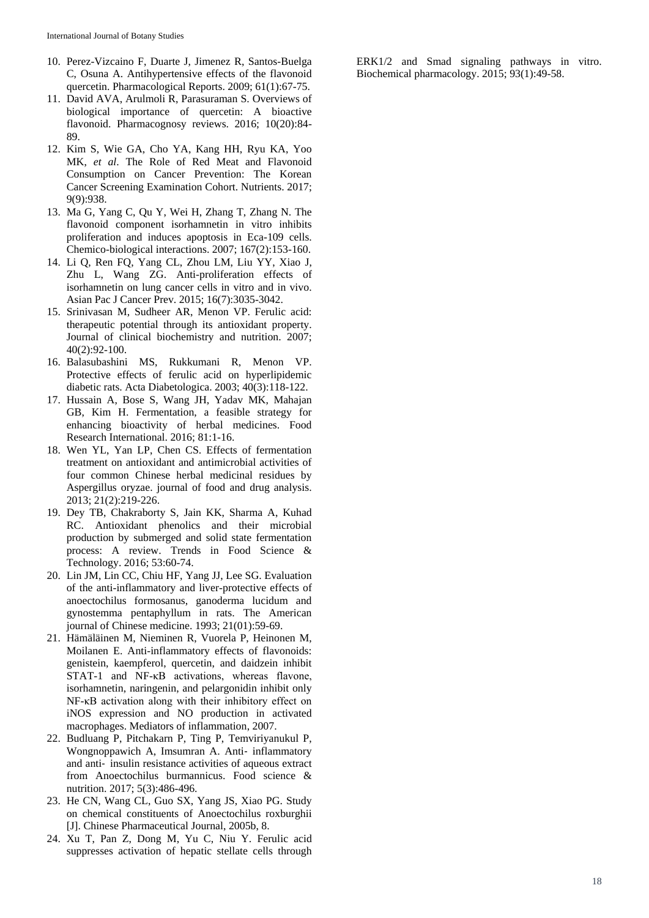10. Perez-Vizcaino F, Duarte J, Jimenez R, Santos-Buelga C, Osuna A. Antihypertensive effects of the flavonoid quercetin. Pharmacological Reports. 2009; 61(1):67-75.
11. David AVA, Arulmoli R, Parasuraman S. Overviews of biological importance of quercetin: A bioactive flavonoid. Pharmacognosy reviews. 2016; 10(20):84-89.
12. Kim S, Wie GA, Cho YA, Kang HH, Ryu KA, Yoo MK, *et al*. The Role of Red Meat and Flavonoid Consumption on Cancer Prevention: The Korean Cancer Screening Examination Cohort. Nutrients. 2017; 9(9):938.
13. Ma G, Yang C, Qu Y, Wei H, Zhang T, Zhang N. The flavonoid component isorhamnetin in vitro inhibits proliferation and induces apoptosis in Eca-109 cells. Chemico-biological interactions. 2007; 167(2):153-160.
14. Li Q, Ren FQ, Yang CL, Zhou LM, Liu YY, Xiao J, Zhu L, Wang ZG. Anti-proliferation effects of isorhamnetin on lung cancer cells in vitro and in vivo. Asian Pac J Cancer Prev. 2015; 16(7):3035-3042.
15. Srinivasan M, Sudheer AR, Menon VP. Ferulic acid: therapeutic potential through its antioxidant property. Journal of clinical biochemistry and nutrition. 2007; 40(2):92-100.
16. Balasubashini MS, Rukkumani R, Menon VP. Protective effects of ferulic acid on hyperlipidemic diabetic rats. Acta Diabetologica. 2003; 40(3):118-122.
17. Hussain A, Bose S, Wang JH, Yadav MK, Mahajan GB, Kim H. Fermentation, a feasible strategy for enhancing bioactivity of herbal medicines. Food Research International. 2016; 81:1-16.
18. Wen YL, Yan LP, Chen CS. Effects of fermentation treatment on antioxidant and antimicrobial activities of four common Chinese herbal medicinal residues by Aspergillus oryzae. journal of food and drug analysis. 2013; 21(2):219-226.
19. Dey TB, Chakraborty S, Jain KK, Sharma A, Kuhad RC. Antioxidant phenolics and their microbial production by submerged and solid state fermentation process: A review. Trends in Food Science & Technology. 2016; 53:60-74.
20. Lin JM, Lin CC, Chiu HF, Yang JJ, Lee SG. Evaluation of the anti-inflammatory and liver-protective effects of anoectochilus formosanus, ganoderma lucidum and gynostemma pentaphyllum in rats. The American journal of Chinese medicine. 1993; 21(01):59-69.
21. Hämäläinen M, Nieminen R, Vuorela P, Heinonen M, Moilanen E. Anti-inflammatory effects of flavonoids: genistein, kaempferol, quercetin, and daidzein inhibit STAT-1 and NF-κB activations, whereas flavone, isorhamnetin, naringenin, and pelargonidin inhibit only NF-κB activation along with their inhibitory effect on iNOS expression and NO production in activated macrophages. Mediators of inflammation, 2007.
22. Budluang P, Pitchakarn P, Ting P, Temviriyanukul P, Wongnoppawich A, Imsumran A. Anti‐ inflammatory and anti‐ insulin resistance activities of aqueous extract from Anoectochilus burmannicus. Food science & nutrition. 2017; 5(3):486-496.
23. He CN, Wang CL, Guo SX, Yang JS, Xiao PG. Study on chemical constituents of Anoectochilus roxburghii [J]. Chinese Pharmaceutical Journal, 2005b, 8.
24. Xu T, Pan Z, Dong M, Yu C, Niu Y. Ferulic acid suppresses activation of hepatic stellate cells through ERK1/2 and Smad signaling pathways in vitro. Biochemical pharmacology. 2015; 93(1):49-58.